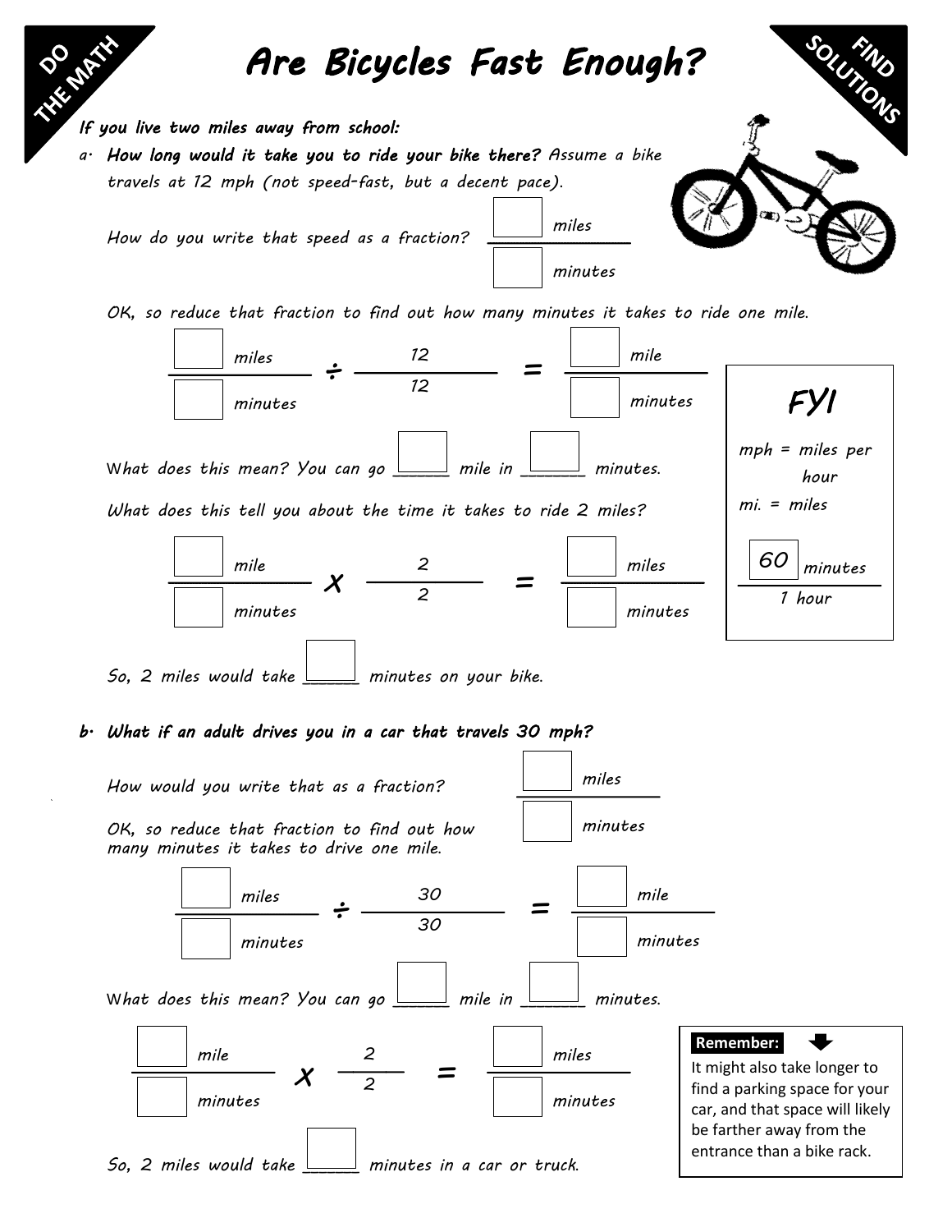DO THE MATH

# Are Bicycles Fast Enough?

FIND SOLUTIONS

*If you live two miles away from school:*

a. ***How long would it take you to ride your bike there?*** *Assume a bike travels at 12 mph (not speed-fast, but a decent pace).*

How do you write that speed as a fraction? $\dfrac{\square \text{ miles}}{\square \text{ minutes}}$

OK, so reduce that fraction to find out how many minutes it takes to ride one mile.

$$\frac{\square \text{ miles}}{\square \text{ minutes}} \div \frac{12}{12} = \frac{\square \text{ mile}}{\square \text{ minutes}}$$

What does this mean? You can go ______ mile in ______ minutes.

What does this tell you about the time it takes to ride 2 miles?

$$\frac{\square \text{ mile}}{\square \text{ minutes}} \times \frac{2}{2} = \frac{\square \text{ miles}}{\square \text{ minutes}}$$

So, 2 miles would take ______ minutes on your bike.

> **FYI**
>
> mph = miles per hour
>
> mi. = miles
>
> $\dfrac{60 \text{ minutes}}{1 \text{ hour}}$

b. ***What if an adult drives you in a car that travels 30 mph?***

How would you write that as a fraction? $\dfrac{\square \text{ miles}}{\square \text{ minutes}}$

OK, so reduce that fraction to find out how many minutes it takes to drive one mile.

$$\frac{\square \text{ miles}}{\square \text{ minutes}} \div \frac{30}{30} = \frac{\square \text{ mile}}{\square \text{ minutes}}$$

What does this mean? You can go ______ mile in ______ minutes.

$$\frac{\square \text{ mile}}{\square \text{ minutes}} \times \frac{2}{2} = \frac{\square \text{ miles}}{\square \text{ minutes}}$$

So, 2 miles would take ______ minutes in a car or truck.

> **Remember:**
>
> It might also take longer to find a parking space for your car, and that space will likely be farther away from the entrance than a bike rack.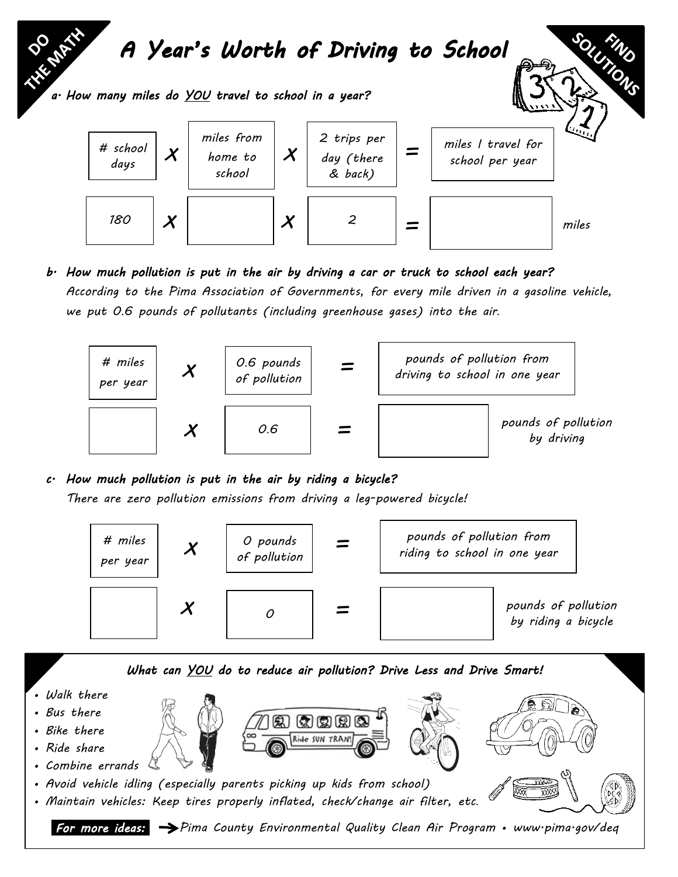DO THE MATH

# A Year's Worth of Driving to School

FIND SOLUTIONS

**a. How many miles do *YOU* travel to school in a year?**

| # school days | x | miles from home to school | x | 2 trips per day (there & back) | = | miles I travel for school per year | |
|---|---|---|---|---|---|---|---|
| 180 | x | | x | 2 | = | | miles |

**b. How much pollution is put in the air by driving a car or truck to school each year?**

According to the Pima Association of Governments, for every mile driven in a gasoline vehicle, we put 0.6 pounds of pollutants (including greenhouse gases) into the air.

| # miles per year | x | 0.6 pounds of pollution | = | pounds of pollution from driving to school in one year | |
|---|---|---|---|---|---|
| | x | 0.6 | = | | pounds of pollution by driving |

**c. How much pollution is put in the air by riding a bicycle?**

There are zero pollution emissions from driving a leg-powered bicycle!

| # miles per year | x | 0 pounds of pollution | = | pounds of pollution from riding to school in one year | |
|---|---|---|---|---|---|
| | x | 0 | = | | pounds of pollution by riding a bicycle |

**What can *YOU* do to reduce air pollution? Drive Less and Drive Smart!**

- Walk there
- Bus there
- Bike there
- Ride share
- Combine errands
- Avoid vehicle idling (especially parents picking up kids from school)
- Maintain vehicles: Keep tires properly inflated, check/change air filter, etc.

**For more ideas:** → Pima County Environmental Quality Clean Air Program • www.pima.gov/deq